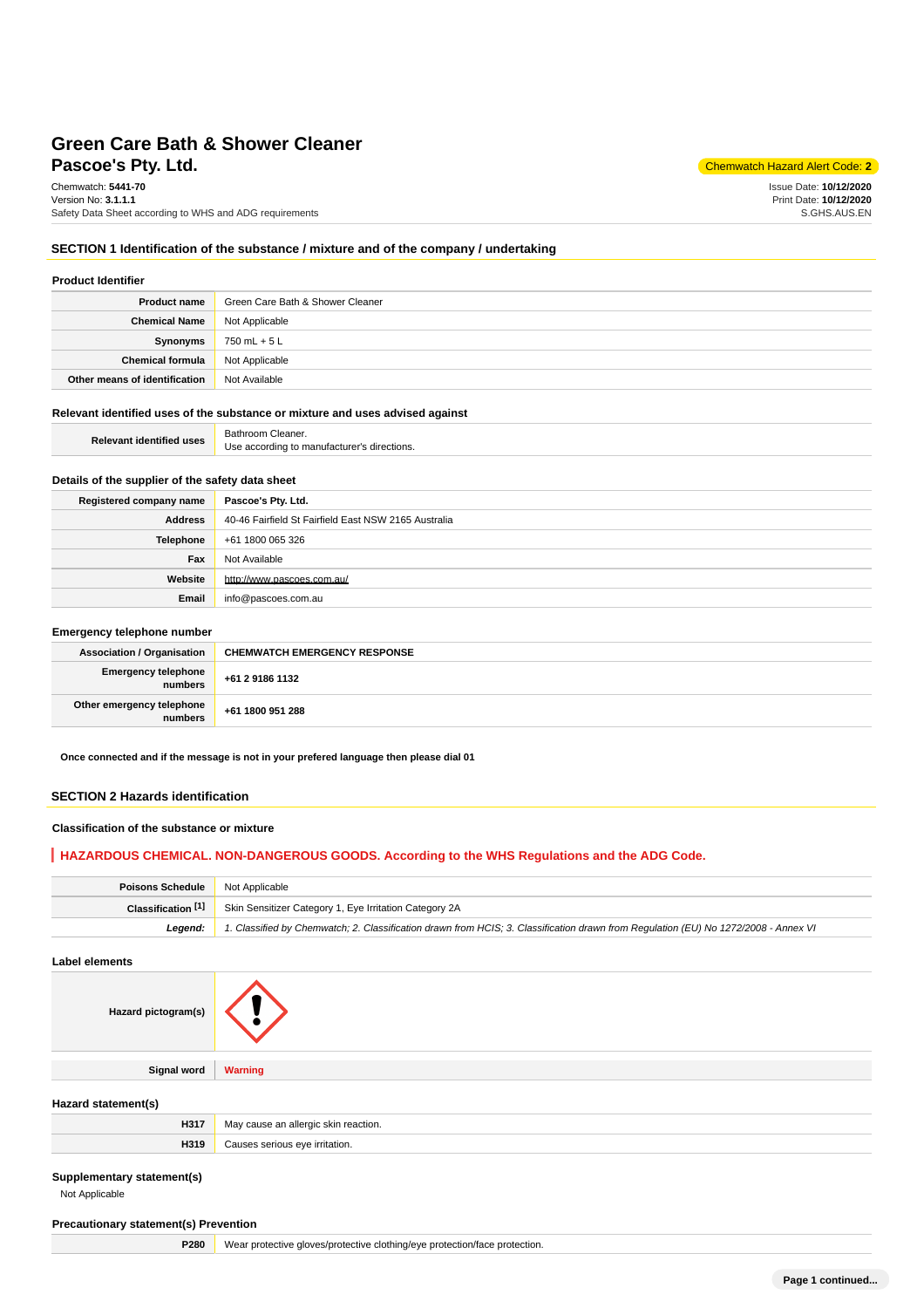# Green Care Bath & Shower Cleaner
## Pascoe's Pty. Ltd.

Chemwatch Hazard Alert Code: **2**

Chemwatch: **5441-70**
Version No: **3.1.1.1**
Safety Data Sheet according to WHS and ADG requirements

Issue Date: **10/12/2020**
Print Date: **10/12/2020**
S.GHS.AUS.EN

## SECTION 1 Identification of the substance / mixture and of the company / undertaking

### Product Identifier

| | |
|---|---|
| **Product name** | Green Care Bath & Shower Cleaner |
| **Chemical Name** | Not Applicable |
| **Synonyms** | 750 mL + 5 L |
| **Chemical formula** | Not Applicable |
| **Other means of identification** | Not Available |

### Relevant identified uses of the substance or mixture and uses advised against

| | |
|---|---|
| **Relevant identified uses** | Bathroom Cleaner.<br>Use according to manufacturer's directions. |

### Details of the supplier of the safety data sheet

| | |
|---|---|
| **Registered company name** | **Pascoe's Pty. Ltd.** |
| **Address** | 40-46 Fairfield St Fairfield East NSW 2165 Australia |
| **Telephone** | +61 1800 065 326 |
| **Fax** | Not Available |
| **Website** | http://www.pascoes.com.au/ |
| **Email** | info@pascoes.com.au |

### Emergency telephone number

| | |
|---|---|
| **Association / Organisation** | **CHEMWATCH EMERGENCY RESPONSE** |
| **Emergency telephone numbers** | **+61 2 9186 1132** |
| **Other emergency telephone numbers** | **+61 1800 951 288** |

**Once connected and if the message is not in your prefered language then please dial 01**

## SECTION 2 Hazards identification

### Classification of the substance or mixture

**HAZARDOUS CHEMICAL. NON-DANGEROUS GOODS. According to the WHS Regulations and the ADG Code.**

| | |
|---|---|
| **Poisons Schedule** | Not Applicable |
| **Classification [1]** | Skin Sensitizer Category 1, Eye Irritation Category 2A |
| ***Legend:*** | *1. Classified by Chemwatch; 2. Classification drawn from HCIS; 3. Classification drawn from Regulation (EU) No 1272/2008 - Annex VI* |

### Label elements

| | |
|---|---|
| **Hazard pictogram(s)** | |
| **Signal word** | **Warning** |

### Hazard statement(s)

| | |
|---|---|
| **H317** | May cause an allergic skin reaction. |
| **H319** | Causes serious eye irritation. |

### Supplementary statement(s)

Not Applicable

### Precautionary statement(s) Prevention

| | |
|---|---|
| **P280** | Wear protective gloves/protective clothing/eye protection/face protection. |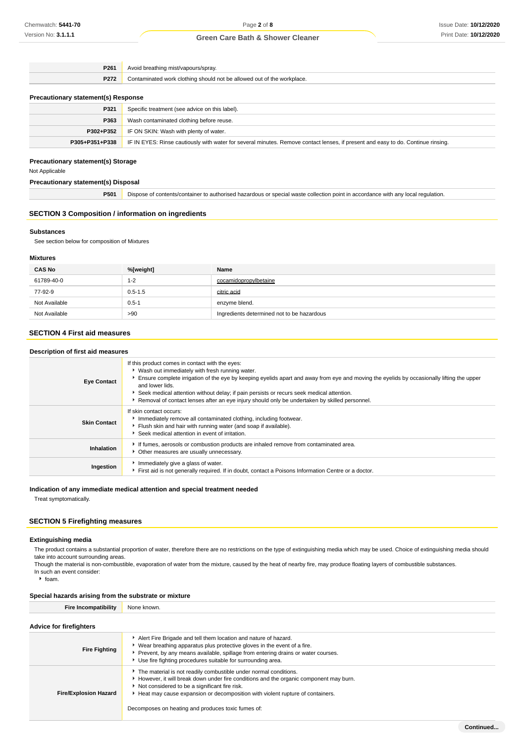| | |
|---|---|
| P261 | Avoid breathing mist/vapours/spray. |
| P272 | Contaminated work clothing should not be allowed out of the workplace. |

### Precautionary statement(s) Response

| | |
|---|---|
| P321 | Specific treatment (see advice on this label). |
| P363 | Wash contaminated clothing before reuse. |
| P302+P352 | IF ON SKIN: Wash with plenty of water. |
| P305+P351+P338 | IF IN EYES: Rinse cautiously with water for several minutes. Remove contact lenses, if present and easy to do. Continue rinsing. |

### Precautionary statement(s) Storage

Not Applicable

### Precautionary statement(s) Disposal

| | |
|---|---|
| P501 | Dispose of contents/container to authorised hazardous or special waste collection point in accordance with any local regulation. |

## SECTION 3 Composition / information on ingredients

### Substances

See section below for composition of Mixtures

### Mixtures

| CAS No | %[weight] | Name |
|---|---|---|
| 61789-40-0 | 1-2 | cocamidopropylbetaine |
| 77-92-9 | 0.5-1.5 | citric acid |
| Not Available | 0.5-1 | enzyme blend. |
| Not Available | >90 | Ingredients determined not to be hazardous |

## SECTION 4 First aid measures

### Description of first aid measures

| | |
|---|---|
| Eye Contact | If this product comes in contact with the eyes:<br>▸ Wash out immediately with fresh running water.<br>▸ Ensure complete irrigation of the eye by keeping eyelids apart and away from eye and moving the eyelids by occasionally lifting the upper and lower lids.<br>▸ Seek medical attention without delay; if pain persists or recurs seek medical attention.<br>▸ Removal of contact lenses after an eye injury should only be undertaken by skilled personnel. |
| Skin Contact | If skin contact occurs:<br>▸ Immediately remove all contaminated clothing, including footwear.<br>▸ Flush skin and hair with running water (and soap if available).<br>▸ Seek medical attention in event of irritation. |
| Inhalation | ▸ If fumes, aerosols or combustion products are inhaled remove from contaminated area.<br>▸ Other measures are usually unnecessary. |
| Ingestion | ▸ Immediately give a glass of water.<br>▸ First aid is not generally required. If in doubt, contact a Poisons Information Centre or a doctor. |

### Indication of any immediate medical attention and special treatment needed

Treat symptomatically.

## SECTION 5 Firefighting measures

### Extinguishing media

The product contains a substantial proportion of water, therefore there are no restrictions on the type of extinguishing media which may be used. Choice of extinguishing media should take into account surrounding areas.

Though the material is non-combustible, evaporation of water from the mixture, caused by the heat of nearby fire, may produce floating layers of combustible substances.

In such an event consider:

- foam.

### Special hazards arising from the substrate or mixture

| | |
|---|---|
| Fire Incompatibility | None known. |

### Advice for firefighters

| | |
|---|---|
| Fire Fighting | ▸ Alert Fire Brigade and tell them location and nature of hazard.<br>▸ Wear breathing apparatus plus protective gloves in the event of a fire.<br>▸ Prevent, by any means available, spillage from entering drains or water courses.<br>▸ Use fire fighting procedures suitable for surrounding area. |
| Fire/Explosion Hazard | ▸ The material is not readily combustible under normal conditions.<br>▸ However, it will break down under fire conditions and the organic component may burn.<br>▸ Not considered to be a significant fire risk.<br>▸ Heat may cause expansion or decomposition with violent rupture of containers.<br><br>Decomposes on heating and produces toxic fumes of: |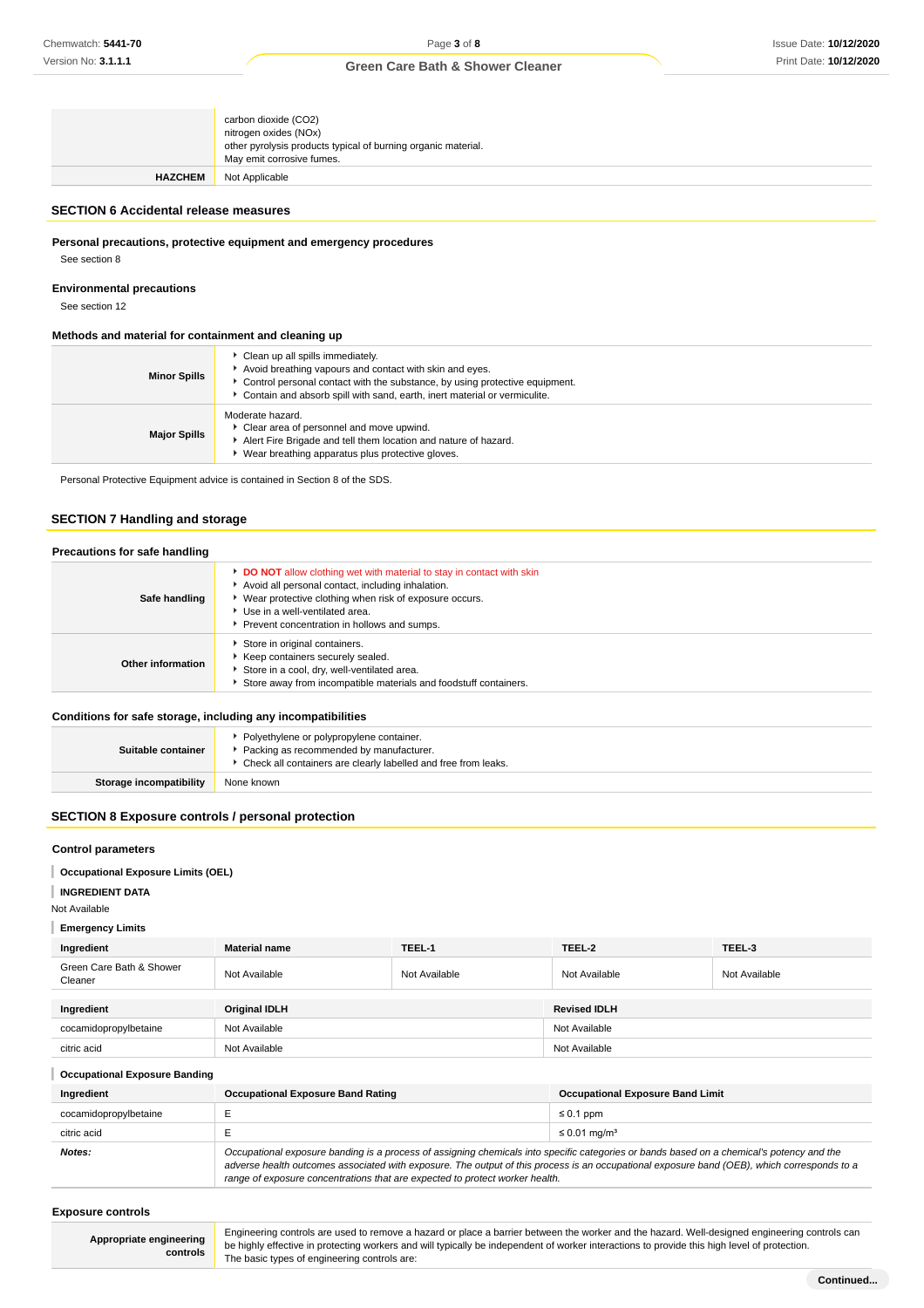| | |
|---|---|
| | carbon dioxide ($CO_2$)<br>nitrogen oxides ($NO_x$)<br>other pyrolysis products typical of burning organic material.<br>May emit corrosive fumes. |
| **HAZCHEM** | Not Applicable |

## SECTION 6 Accidental release measures

### Personal precautions, protective equipment and emergency procedures

See section 8

### Environmental precautions

See section 12

### Methods and material for containment and cleaning up

| | |
|---|---|
| **Minor Spills** | - Clean up all spills immediately.<br>- Avoid breathing vapours and contact with skin and eyes.<br>- Control personal contact with the substance, by using protective equipment.<br>- Contain and absorb spill with sand, earth, inert material or vermiculite. |
| **Major Spills** | Moderate hazard.<br>- Clear area of personnel and move upwind.<br>- Alert Fire Brigade and tell them location and nature of hazard.<br>- Wear breathing apparatus plus protective gloves. |

Personal Protective Equipment advice is contained in Section 8 of the SDS.

## SECTION 7 Handling and storage

### Precautions for safe handling

| | |
|---|---|
| **Safe handling** | - **DO NOT** allow clothing wet with material to stay in contact with skin<br>- Avoid all personal contact, including inhalation.<br>- Wear protective clothing when risk of exposure occurs.<br>- Use in a well-ventilated area.<br>- Prevent concentration in hollows and sumps. |
| **Other information** | - Store in original containers.<br>- Keep containers securely sealed.<br>- Store in a cool, dry, well-ventilated area.<br>- Store away from incompatible materials and foodstuff containers. |

### Conditions for safe storage, including any incompatibilities

| | |
|---|---|
| **Suitable container** | - Polyethylene or polypropylene container.<br>- Packing as recommended by manufacturer.<br>- Check all containers are clearly labelled and free from leaks. |
| **Storage incompatibility** | None known |

## SECTION 8 Exposure controls / personal protection

### Control parameters

**Occupational Exposure Limits (OEL)**

**INGREDIENT DATA**

Not Available

**Emergency Limits**

| Ingredient | Material name | TEEL-1 | TEEL-2 | TEEL-3 |
|---|---|---|---|---|
| Green Care Bath & Shower Cleaner | Not Available | Not Available | Not Available | Not Available |

| Ingredient | Original IDLH | Revised IDLH |
|---|---|---|
| cocamidopropylbetaine | Not Available | Not Available |
| citric acid | Not Available | Not Available |

**Occupational Exposure Banding**

| Ingredient | Occupational Exposure Band Rating | Occupational Exposure Band Limit |
|---|---|---|
| cocamidopropylbetaine | E | ≤ 0.1 ppm |
| citric acid | E | ≤ 0.01 mg/m³ |
| ***Notes:*** | *Occupational exposure banding is a process of assigning chemicals into specific categories or bands based on a chemical's potency and the adverse health outcomes associated with exposure. The output of this process is an occupational exposure band (OEB), which corresponds to a range of exposure concentrations that are expected to protect worker health.* | |

### Exposure controls

| | |
|---|---|
| **Appropriate engineering controls** | Engineering controls are used to remove a hazard or place a barrier between the worker and the hazard. Well-designed engineering controls can be highly effective in protecting workers and will typically be independent of worker interactions to provide this high level of protection.<br>The basic types of engineering controls are: |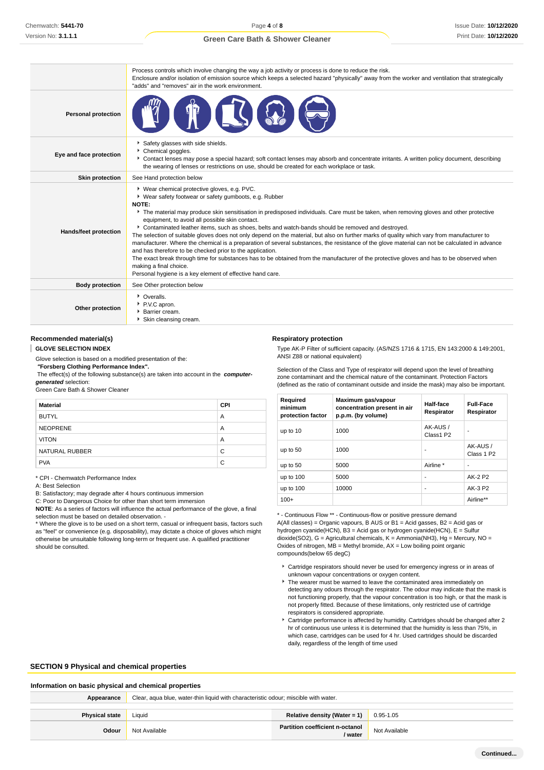| | |
|---|---|
| | Process controls which involve changing the way a job activity or process is done to reduce the risk.<br>Enclosure and/or isolation of emission source which keeps a selected hazard "physically" away from the worker and ventilation that strategically "adds" and "removes" air in the work environment. |
| **Personal protection** | |
| **Eye and face protection** | ‣ Safety glasses with side shields.<br>‣ Chemical goggles.<br>‣ Contact lenses may pose a special hazard; soft contact lenses may absorb and concentrate irritants. A written policy document, describing the wearing of lenses or restrictions on use, should be created for each workplace or task. |
| **Skin protection** | See Hand protection below |
| **Hands/feet protection** | ‣ Wear chemical protective gloves, e.g. PVC.<br>‣ Wear safety footwear or safety gumboots, e.g. Rubber<br>**NOTE:**<br>‣ The material may produce skin sensitisation in predisposed individuals. Care must be taken, when removing gloves and other protective equipment, to avoid all possible skin contact.<br>‣ Contaminated leather items, such as shoes, belts and watch-bands should be removed and destroyed.<br>The selection of suitable gloves does not only depend on the material, but also on further marks of quality which vary from manufacturer to manufacturer. Where the chemical is a preparation of several substances, the resistance of the glove material can not be calculated in advance and has therefore to be checked prior to the application.<br>The exact break through time for substances has to be obtained from the manufacturer of the protective gloves and has to be observed when making a final choice.<br>Personal hygiene is a key element of effective hand care. |
| **Body protection** | See Other protection below |
| **Other protection** | ‣ Overalls.<br>‣ P.V.C apron.<br>‣ Barrier cream.<br>‣ Skin cleansing cream. |

### Recommended material(s)

**GLOVE SELECTION INDEX**

Glove selection is based on a modified presentation of the:
***"Forsberg Clothing Performance Index".***
The effect(s) of the following substance(s) are taken into account in the ***computer-generated*** selection:
Green Care Bath & Shower Cleaner

| Material | CPI |
|---|---|
| BUTYL | A |
| NEOPRENE | A |
| VITON | A |
| NATURAL RUBBER | C |
| PVA | C |

\* CPI - Chemwatch Performance Index
A: Best Selection
B: Satisfactory; may degrade after 4 hours continuous immersion
C: Poor to Dangerous Choice for other than short term immersion
**NOTE**: As a series of factors will influence the actual performance of the glove, a final selection must be based on detailed observation. -
\* Where the glove is to be used on a short term, casual or infrequent basis, factors such as "feel" or convenience (e.g. disposability), may dictate a choice of gloves which might otherwise be unsuitable following long-term or frequent use. A qualified practitioner should be consulted.

### Respiratory protection

Type AK-P Filter of sufficient capacity. (AS/NZS 1716 & 1715, EN 143:2000 & 149:2001, ANSI Z88 or national equivalent)

Selection of the Class and Type of respirator will depend upon the level of breathing zone contaminant and the chemical nature of the contaminant. Protection Factors (defined as the ratio of contaminant outside and inside the mask) may also be important.

| Required minimum protection factor | Maximum gas/vapour concentration present in air p.p.m. (by volume) | Half-face Respirator | Full-Face Respirator |
|---|---|---|---|
| up to 10 | 1000 | AK-AUS / Class1 P2 | - |
| up to 50 | 1000 | - | AK-AUS / Class 1 P2 |
| up to 50 | 5000 | Airline * | - |
| up to 100 | 5000 | - | AK-2 P2 |
| up to 100 | 10000 | - | AK-3 P2 |
| 100+ | | | Airline** |

\* - Continuous Flow ** - Continuous-flow or positive pressure demand
A(All classes) = Organic vapours, B AUS or B1 = Acid gasses, B2 = Acid gas or hydrogen cyanide(HCN), B3 = Acid gas or hydrogen cyanide(HCN), E = Sulfur dioxide(SO2), G = Agricultural chemicals, K = Ammonia(NH3), Hg = Mercury, NO = Oxides of nitrogen, MB = Methyl bromide, AX = Low boiling point organic compounds(below 65 degC)

- Cartridge respirators should never be used for emergency ingress or in areas of unknown vapour concentrations or oxygen content.
- The wearer must be warned to leave the contaminated area immediately on detecting any odours through the respirator. The odour may indicate that the mask is not functioning properly, that the vapour concentration is too high, or that the mask is not properly fitted. Because of these limitations, only restricted use of cartridge respirators is considered appropriate.
- Cartridge performance is affected by humidity. Cartridges should be changed after 2 hr of continuous use unless it is determined that the humidity is less than 75%, in which case, cartridges can be used for 4 hr. Used cartridges should be discarded daily, regardless of the length of time used

## SECTION 9 Physical and chemical properties

### Information on basic physical and chemical properties

| | | | |
|---|---|---|---|
| **Appearance** | Clear, aqua blue, water-thin liquid with characteristic odour; miscible with water. | | |
| **Physical state** | Liquid | **Relative density (Water = 1)** | 0.95-1.05 |
| **Odour** | Not Available | **Partition coefficient n-octanol / water** | Not Available |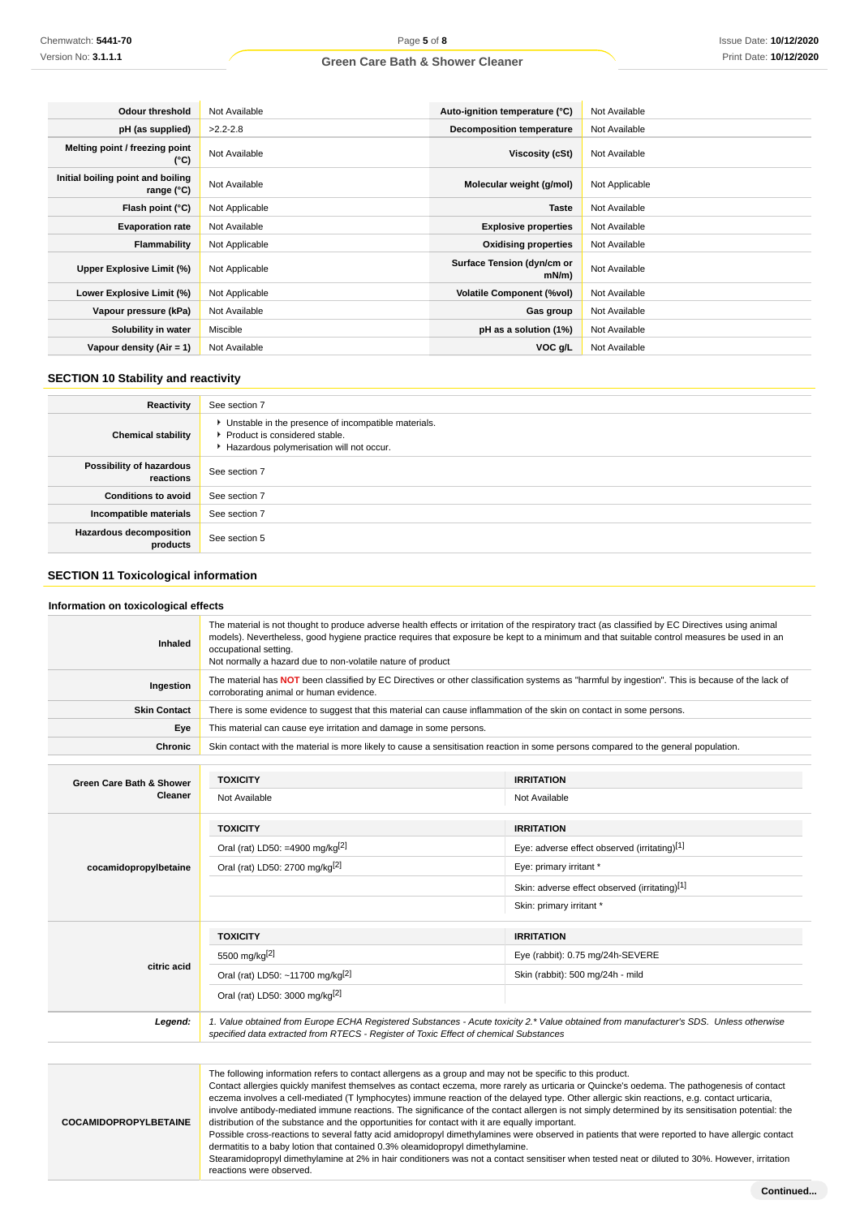| | | | |
|---|---|---|---|
| **Odour threshold** | Not Available | **Auto-ignition temperature (°C)** | Not Available |
| **pH (as supplied)** | >2.2-2.8 | **Decomposition temperature** | Not Available |
| **Melting point / freezing point (°C)** | Not Available | **Viscosity (cSt)** | Not Available |
| **Initial boiling point and boiling range (°C)** | Not Available | **Molecular weight (g/mol)** | Not Applicable |
| **Flash point (°C)** | Not Applicable | **Taste** | Not Available |
| **Evaporation rate** | Not Available | **Explosive properties** | Not Available |
| **Flammability** | Not Applicable | **Oxidising properties** | Not Available |
| **Upper Explosive Limit (%)** | Not Applicable | **Surface Tension (dyn/cm or mN/m)** | Not Available |
| **Lower Explosive Limit (%)** | Not Applicable | **Volatile Component (%vol)** | Not Available |
| **Vapour pressure (kPa)** | Not Available | **Gas group** | Not Available |
| **Solubility in water** | Miscible | **pH as a solution (1%)** | Not Available |
| **Vapour density (Air = 1)** | Not Available | **VOC g/L** | Not Available |

## SECTION 10 Stability and reactivity

| | |
|---|---|
| **Reactivity** | See section 7 |
| **Chemical stability** | ▸ Unstable in the presence of incompatible materials.<br>▸ Product is considered stable.<br>▸ Hazardous polymerisation will not occur. |
| **Possibility of hazardous reactions** | See section 7 |
| **Conditions to avoid** | See section 7 |
| **Incompatible materials** | See section 7 |
| **Hazardous decomposition products** | See section 5 |

## SECTION 11 Toxicological information

### Information on toxicological effects

| | |
|---|---|
| **Inhaled** | The material is not thought to produce adverse health effects or irritation of the respiratory tract (as classified by EC Directives using animal models). Nevertheless, good hygiene practice requires that exposure be kept to a minimum and that suitable control measures be used in an occupational setting.<br>Not normally a hazard due to non-volatile nature of product |
| **Ingestion** | The material has **NOT** been classified by EC Directives or other classification systems as "harmful by ingestion". This is because of the lack of corroborating animal or human evidence. |
| **Skin Contact** | There is some evidence to suggest that this material can cause inflammation of the skin on contact in some persons. |
| **Eye** | This material can cause eye irritation and damage in some persons. |
| **Chronic** | Skin contact with the material is more likely to cause a sensitisation reaction in some persons compared to the general population. |

| | TOXICITY | IRRITATION |
|---|---|---|
| **Green Care Bath & Shower Cleaner** | Not Available | Not Available |
| **cocamidopropylbetaine** | **TOXICITY** | **IRRITATION** |
| | Oral (rat) LD50: =4900 mg/kg[2] | Eye: adverse effect observed (irritating)[1] |
| | Oral (rat) LD50: 2700 mg/kg[2] | Eye: primary irritant * |
| | | Skin: adverse effect observed (irritating)[1] |
| | | Skin: primary irritant * |
| **citric acid** | **TOXICITY** | **IRRITATION** |
| | 5500 mg/kg[2] | Eye (rabbit): 0.75 mg/24h-SEVERE |
| | Oral (rat) LD50: ~11700 mg/kg[2] | Skin (rabbit): 500 mg/24h - mild |
| | Oral (rat) LD50: 3000 mg/kg[2] | |
| ***Legend:*** | *1. Value obtained from Europe ECHA Registered Substances - Acute toxicity 2.* Value obtained from manufacturer's SDS. Unless otherwise specified data extracted from RTECS - Register of Toxic Effect of chemical Substances* | |

| | |
|---|---|
| **COCAMIDOPROPYLBETAINE** | The following information refers to contact allergens as a group and may not be specific to this product.<br>Contact allergies quickly manifest themselves as contact eczema, more rarely as urticaria or Quincke's oedema. The pathogenesis of contact eczema involves a cell-mediated (T lymphocytes) immune reaction of the delayed type. Other allergic skin reactions, e.g. contact urticaria, involve antibody-mediated immune reactions. The significance of the contact allergen is not simply determined by its sensitisation potential: the distribution of the substance and the opportunities for contact with it are equally important.<br>Possible cross-reactions to several fatty acid amidopropyl dimethylamines were observed in patients that were reported to have allergic contact dermatitis to a baby lotion that contained 0.3% oleamidopropyl dimethylamine.<br>Stearamidopropyl dimethylamine at 2% in hair conditioners was not a contact sensitiser when tested neat or diluted to 30%. However, irritation reactions were observed. |

Continued...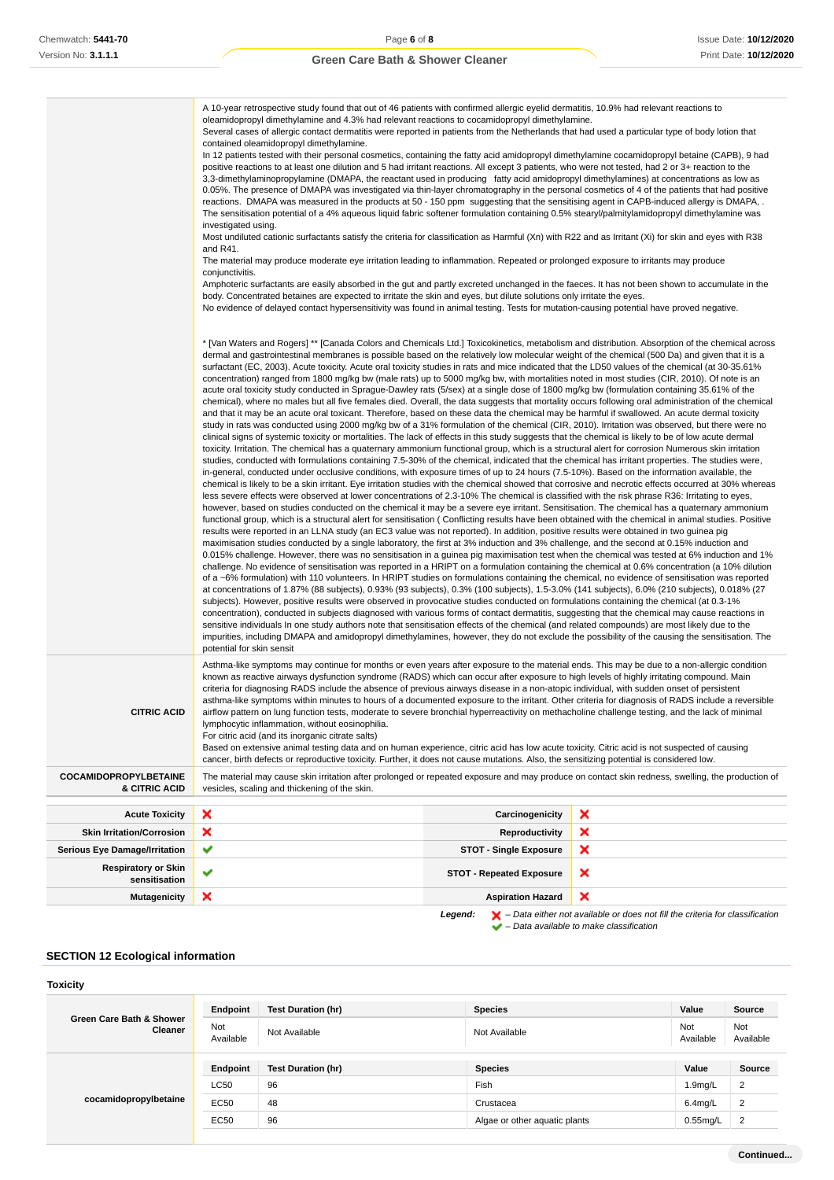| | |
|---|---|
| | A 10-year retrospective study found that out of 46 patients with confirmed allergic eyelid dermatitis, 10.9% had relevant reactions to oleamidopropyl dimethylamine and 4.3% had relevant reactions to cocamidopropyl dimethylamine.<br>Several cases of allergic contact dermatitis were reported in patients from the Netherlands that had used a particular type of body lotion that contained oleamidopropyl dimethylamine.<br>In 12 patients tested with their personal cosmetics, containing the fatty acid amidopropyl dimethylamine cocamidopropyl betaine (CAPB), 9 had positive reactions to at least one dilution and 5 had irritant reactions. All except 3 patients, who were not tested, had 2 or 3+ reaction to the 3,3-dimethylaminopropylamine (DMAPA, the reactant used in producing fatty acid amidopropyl dimethylamines) at concentrations as low as 0.05%. The presence of DMAPA was investigated via thin-layer chromatography in the personal cosmetics of 4 of the patients that had positive reactions. DMAPA was measured in the products at 50 - 150 ppm suggesting that the sensitising agent in CAPB-induced allergy is DMAPA, .<br>The sensitisation potential of a 4% aqueous liquid fabric softener formulation containing 0.5% stearyl/palmitylamidopropyl dimethylamine was investigated using.<br>Most undiluted cationic surfactants satisfy the criteria for classification as Harmful (Xn) with R22 and as Irritant (Xi) for skin and eyes with R38 and R41.<br>The material may produce moderate eye irritation leading to inflammation. Repeated or prolonged exposure to irritants may produce conjunctivitis.<br>Amphoteric surfactants are easily absorbed in the gut and partly excreted unchanged in the faeces. It has not been shown to accumulate in the body. Concentrated betaines are expected to irritate the skin and eyes, but dilute solutions only irritate the eyes.<br>No evidence of delayed contact hypersensitivity was found in animal testing. Tests for mutation-causing potential have proved negative.<br><br>* [Van Waters and Rogers] ** [Canada Colors and Chemicals Ltd.] Toxicokinetics, metabolism and distribution. Absorption of the chemical across dermal and gastrointestinal membranes is possible based on the relatively low molecular weight of the chemical (500 Da) and given that it is a surfactant (EC, 2003). Acute toxicity. Acute oral toxicity studies in rats and mice indicated that the LD50 values of the chemical (at 30-35.61% concentration) ranged from 1800 mg/kg bw (male rats) up to 5000 mg/kg bw, with mortalities noted in most studies (CIR, 2010). Of note is an acute oral toxicity study conducted in Sprague-Dawley rats (5/sex) at a single dose of 1800 mg/kg bw (formulation containing 35.61% of the chemical), where no males but all five females died. Overall, the data suggests that mortality occurs following oral administration of the chemical and that it may be an acute oral toxicant. Therefore, based on these data the chemical may be harmful if swallowed. An acute dermal toxicity study in rats was conducted using 2000 mg/kg bw of a 31% formulation of the chemical (CIR, 2010). Irritation was observed, but there were no clinical signs of systemic toxicity or mortalities. The lack of effects in this study suggests that the chemical is likely to be of low acute dermal toxicity. Irritation. The chemical has a quaternary ammonium functional group, which is a structural alert for corrosion Numerous skin irritation studies, conducted with formulations containing 7.5-30% of the chemical, indicated that the chemical has irritant properties. The studies were, in-general, conducted under occlusive conditions, with exposure times of up to 24 hours (7.5-10%). Based on the information available, the chemical is likely to be a skin irritant. Eye irritation studies with the chemical showed that corrosive and necrotic effects occurred at 30% whereas less severe effects were observed at lower concentrations of 2.3-10% The chemical is classified with the risk phrase R36: Irritating to eyes, however, based on studies conducted on the chemical it may be a severe eye irritant. Sensitisation. The chemical has a quaternary ammonium functional group, which is a structural alert for sensitisation ( Conflicting results have been obtained with the chemical in animal studies. Positive results were reported in an LLNA study (an EC3 value was not reported). In addition, positive results were obtained in two guinea pig maximisation studies conducted by a single laboratory, the first at 3% induction and 3% challenge, and the second at 0.15% induction and 0.015% challenge. However, there was no sensitisation in a guinea pig maximisation test when the chemical was tested at 6% induction and 1% challenge. No evidence of sensitisation was reported in a HRIPT on a formulation containing the chemical at 0.6% concentration (a 10% dilution of a ~6% formulation) with 110 volunteers. In HRIPT studies on formulations containing the chemical, no evidence of sensitisation was reported at concentrations of 1.87% (88 subjects), 0.93% (93 subjects), 0.3% (100 subjects), 1.5-3.0% (141 subjects), 6.0% (210 subjects), 0.018% (27 subjects). However, positive results were observed in provocative studies conducted on formulations containing the chemical (at 0.3-1% concentration), conducted in subjects diagnosed with various forms of contact dermatitis, suggesting that the chemical may cause reactions in sensitive individuals In one study authors note that sensitisation effects of the chemical (and related compounds) are most likely due to the impurities, including DMAPA and amidopropyl dimethylamines, however, they do not exclude the possibility of the causing the sensitisation. The potential for skin sensit |
| **CITRIC ACID** | Asthma-like symptoms may continue for months or even years after exposure to the material ends. This may be due to a non-allergic condition known as reactive airways dysfunction syndrome (RADS) which can occur after exposure to high levels of highly irritating compound. Main criteria for diagnosing RADS include the absence of previous airways disease in a non-atopic individual, with sudden onset of persistent asthma-like symptoms within minutes to hours of a documented exposure to the irritant. Other criteria for diagnosis of RADS include a reversible airflow pattern on lung function tests, moderate to severe bronchial hyperreactivity on methacholine challenge testing, and the lack of minimal lymphocytic inflammation, without eosinophilia.<br>For citric acid (and its inorganic citrate salts)<br>Based on extensive animal testing data and on human experience, citric acid has low acute toxicity. Citric acid is not suspected of causing cancer, birth defects or reproductive toxicity. Further, it does not cause mutations. Also, the sensitizing potential is considered low. |
| **COCAMIDOPROPYLBETAINE & CITRIC ACID** | The material may cause skin irritation after prolonged or repeated exposure and may produce on contact skin redness, swelling, the production of vesicles, scaling and thickening of the skin. |

| | | | |
|---|---|---|---|
| **Acute Toxicity** | ✘ | **Carcinogenicity** | ✘ |
| **Skin Irritation/Corrosion** | ✘ | **Reproductivity** | ✘ |
| **Serious Eye Damage/Irritation** | ✔ | **STOT - Single Exposure** | ✘ |
| **Respiratory or Skin sensitisation** | ✔ | **STOT - Repeated Exposure** | ✘ |
| **Mutagenicity** | ✘ | **Aspiration Hazard** | ✘ |

***Legend:*** ✘ *– Data either not available or does not fill the criteria for classification*
✔ *– Data available to make classification*

## SECTION 12 Ecological information

### Toxicity

| | Endpoint | Test Duration (hr) | Species | Value | Source |
|---|---|---|---|---|---|
| **Green Care Bath & Shower Cleaner** | Not Available | Not Available | Not Available | Not Available | Not Available |

| | Endpoint | Test Duration (hr) | Species | Value | Source |
|---|---|---|---|---|---|
| **cocamidopropylbetaine** | LC50 | 96 | Fish | 1.9mg/L | 2 |
| | EC50 | 48 | Crustacea | 6.4mg/L | 2 |
| | EC50 | 96 | Algae or other aquatic plants | 0.55mg/L | 2 |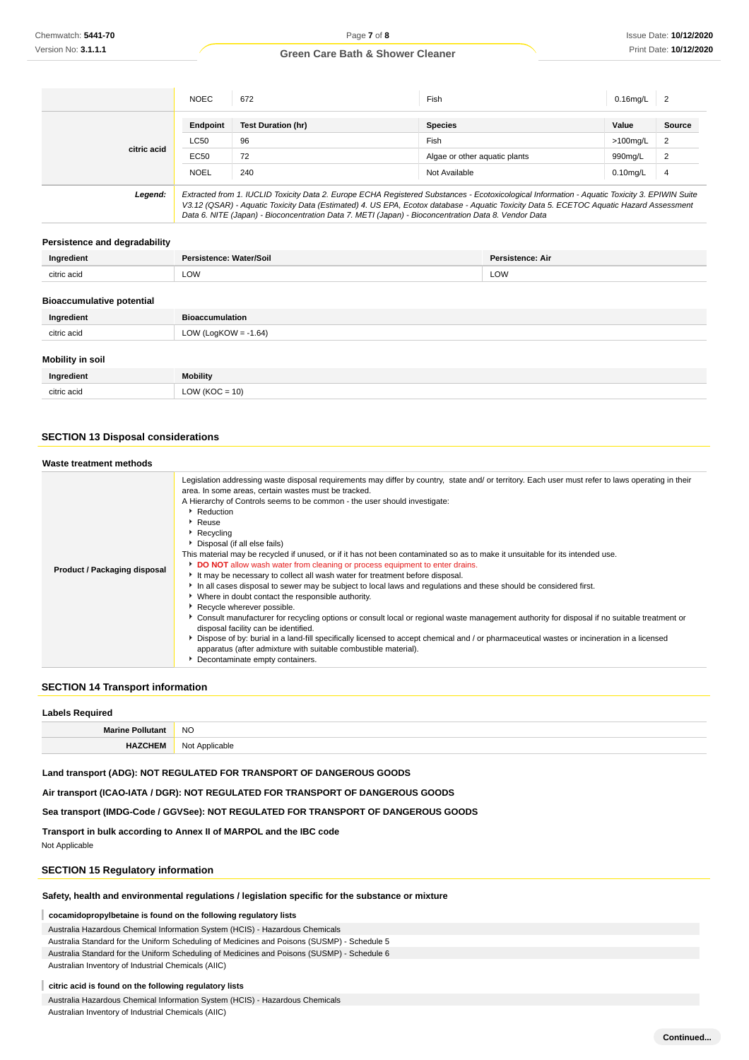| | NOEC | 672 | Fish | 0.16mg/L | 2 |
|---|---|---|---|---|---|
| citric acid | **Endpoint** | **Test Duration (hr)** | **Species** | **Value** | **Source** |
| | LC50 | 96 | Fish | >100mg/L | 2 |
| | EC50 | 72 | Algae or other aquatic plants | 990mg/L | 2 |
| | NOEL | 240 | Not Available | 0.10mg/L | 4 |
| ***Legend:*** | *Extracted from 1. IUCLID Toxicity Data 2. Europe ECHA Registered Substances - Ecotoxicological Information - Aquatic Toxicity 3. EPIWIN Suite V3.12 (QSAR) - Aquatic Toxicity Data (Estimated) 4. US EPA, Ecotox database - Aquatic Toxicity Data 5. ECETOC Aquatic Hazard Assessment Data 6. NITE (Japan) - Bioconcentration Data 7. METI (Japan) - Bioconcentration Data 8. Vendor Data* | | | | |

### Persistence and degradability

| Ingredient | Persistence: Water/Soil | Persistence: Air |
|---|---|---|
| citric acid | LOW | LOW |

### Bioaccumulative potential

| Ingredient | Bioaccumulation |
|---|---|
| citric acid | LOW (LogKOW = -1.64) |

### Mobility in soil

| Ingredient | Mobility |
|---|---|
| citric acid | LOW (KOC = 10) |

## SECTION 13 Disposal considerations

### Waste treatment methods

**Product / Packaging disposal**

Legislation addressing waste disposal requirements may differ by country, state and/ or territory. Each user must refer to laws operating in their area. In some areas, certain wastes must be tracked.
A Hierarchy of Controls seems to be common - the user should investigate:
- Reduction
- Reuse
- Recycling
- Disposal (if all else fails)

This material may be recycled if unused, or if it has not been contaminated so as to make it unsuitable for its intended use.
- **DO NOT** allow wash water from cleaning or process equipment to enter drains.
- It may be necessary to collect all wash water for treatment before disposal.
- In all cases disposal to sewer may be subject to local laws and regulations and these should be considered first.
- Where in doubt contact the responsible authority.
- Recycle wherever possible.
- Consult manufacturer for recycling options or consult local or regional waste management authority for disposal if no suitable treatment or disposal facility can be identified.
- Dispose of by: burial in a land-fill specifically licensed to accept chemical and / or pharmaceutical wastes or incineration in a licensed apparatus (after admixture with suitable combustible material).
- Decontaminate empty containers.

## SECTION 14 Transport information

### Labels Required

| | |
|---|---|
| **Marine Pollutant** | NO |
| **HAZCHEM** | Not Applicable |

**Land transport (ADG): NOT REGULATED FOR TRANSPORT OF DANGEROUS GOODS**

**Air transport (ICAO-IATA / DGR): NOT REGULATED FOR TRANSPORT OF DANGEROUS GOODS**

**Sea transport (IMDG-Code / GGVSee): NOT REGULATED FOR TRANSPORT OF DANGEROUS GOODS**

**Transport in bulk according to Annex II of MARPOL and the IBC code**

Not Applicable

## SECTION 15 Regulatory information

### Safety, health and environmental regulations / legislation specific for the substance or mixture

**cocamidopropylbetaine is found on the following regulatory lists**

Australia Hazardous Chemical Information System (HCIS) - Hazardous Chemicals
Australia Standard for the Uniform Scheduling of Medicines and Poisons (SUSMP) - Schedule 5
Australia Standard for the Uniform Scheduling of Medicines and Poisons (SUSMP) - Schedule 6
Australian Inventory of Industrial Chemicals (AIIC)

**citric acid is found on the following regulatory lists**

Australia Hazardous Chemical Information System (HCIS) - Hazardous Chemicals
Australian Inventory of Industrial Chemicals (AIIC)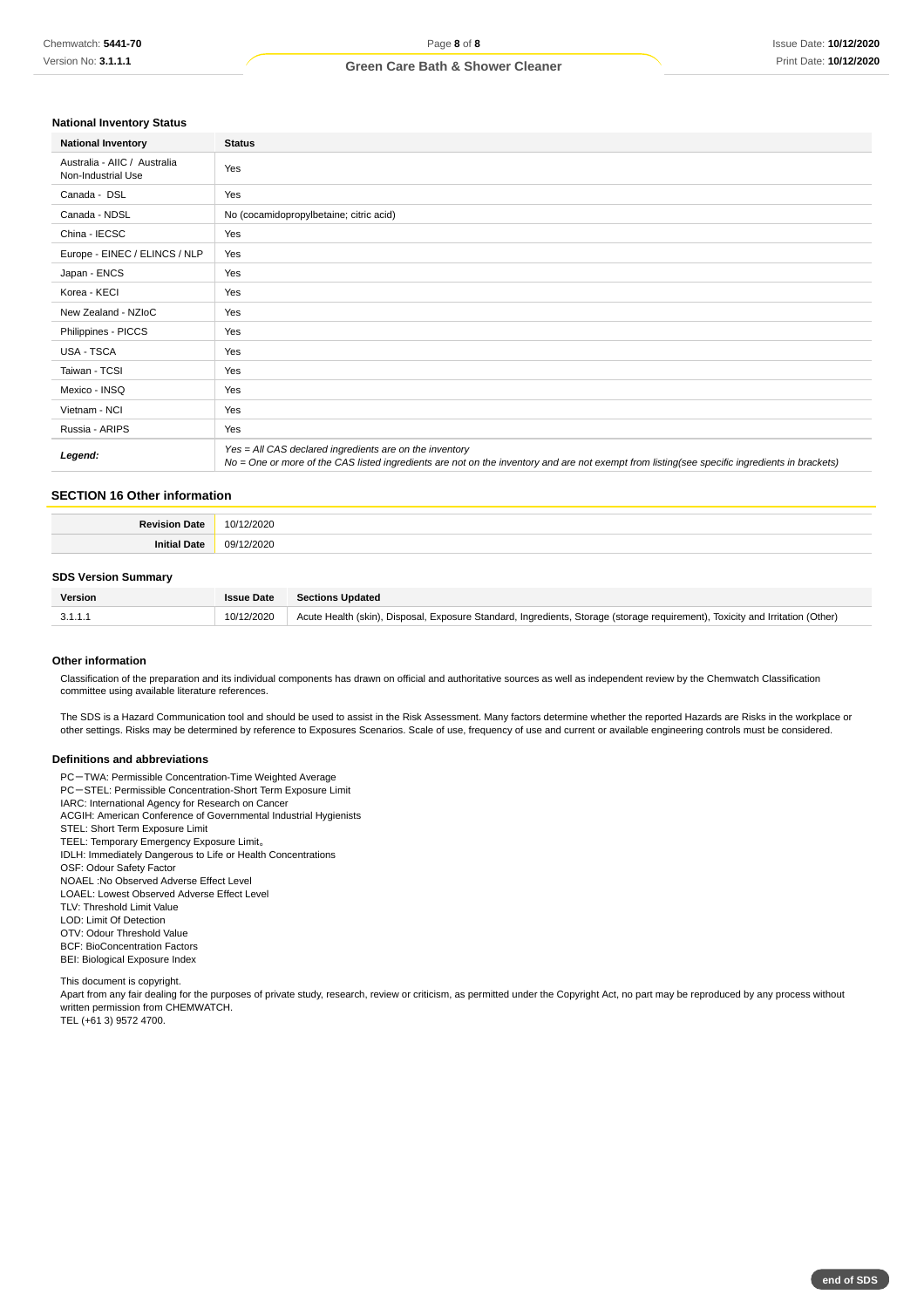### National Inventory Status

| National Inventory | Status |
|---|---|
| Australia - AIIC / Australia Non-Industrial Use | Yes |
| Canada - DSL | Yes |
| Canada - NDSL | No (cocamidopropylbetaine; citric acid) |
| China - IECSC | Yes |
| Europe - EINEC / ELINCS / NLP | Yes |
| Japan - ENCS | Yes |
| Korea - KECI | Yes |
| New Zealand - NZIoC | Yes |
| Philippines - PICCS | Yes |
| USA - TSCA | Yes |
| Taiwan - TCSI | Yes |
| Mexico - INSQ | Yes |
| Vietnam - NCI | Yes |
| Russia - ARIPS | Yes |
| ***Legend:*** | *Yes = All CAS declared ingredients are on the inventory*<br>*No = One or more of the CAS listed ingredients are not on the inventory and are not exempt from listing(see specific ingredients in brackets)* |

## SECTION 16 Other information

| | |
|---|---|
| **Revision Date** | 10/12/2020 |
| **Initial Date** | 09/12/2020 |

### SDS Version Summary

| Version | Issue Date | Sections Updated |
|---|---|---|
| 3.1.1.1 | 10/12/2020 | Acute Health (skin), Disposal, Exposure Standard, Ingredients, Storage (storage requirement), Toxicity and Irritation (Other) |

### Other information

Classification of the preparation and its individual components has drawn on official and authoritative sources as well as independent review by the Chemwatch Classification committee using available literature references.

The SDS is a Hazard Communication tool and should be used to assist in the Risk Assessment. Many factors determine whether the reported Hazards are Risks in the workplace or other settings. Risks may be determined by reference to Exposures Scenarios. Scale of use, frequency of use and current or available engineering controls must be considered.

### Definitions and abbreviations

PC－TWA: Permissible Concentration-Time Weighted Average
PC－STEL: Permissible Concentration-Short Term Exposure Limit
IARC: International Agency for Research on Cancer
ACGIH: American Conference of Governmental Industrial Hygienists
STEL: Short Term Exposure Limit
TEEL: Temporary Emergency Exposure Limit。
IDLH: Immediately Dangerous to Life or Health Concentrations
OSF: Odour Safety Factor
NOAEL :No Observed Adverse Effect Level
LOAEL: Lowest Observed Adverse Effect Level
TLV: Threshold Limit Value
LOD: Limit Of Detection
OTV: Odour Threshold Value
BCF: BioConcentration Factors
BEI: Biological Exposure Index

This document is copyright.
Apart from any fair dealing for the purposes of private study, research, review or criticism, as permitted under the Copyright Act, no part may be reproduced by any process without written permission from CHEMWATCH.
TEL (+61 3) 9572 4700.

**end of SDS**